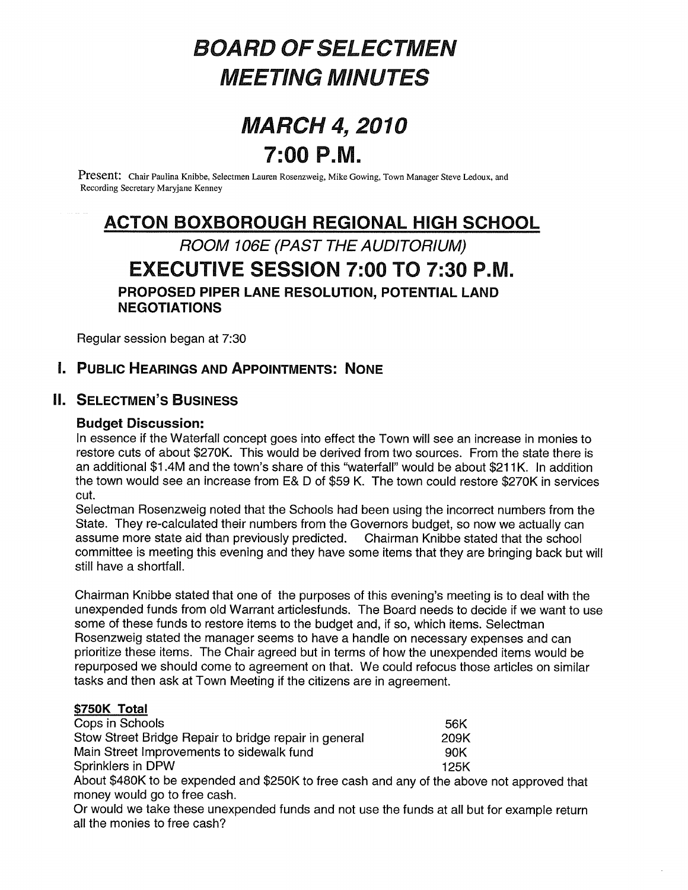# BOARD OF SELECTMEN MEETING MINUTES

# MARCH 4, 2010

# 7:00 P.M.

Present: Chair Paulina Knibbe, Selectmen Lauren Rosenzweig, Mike Gowing, Town Manager Steve Ledoux, and Recording Secretary Maryjane Kenney

## ACTON BOXBOROUGH REGIONAL HIGH SCHOOL

*ROOM 106E (PAST THE AUDITORIUM)*

## EXECUTIVE SESSION 7:00 TO 7:30 P.M.

**PROPOSED PIPER LANE RESOLUTION, POTENTIAL LAND NEGOTIATIONS**

Regular session began at 7:30

## I. PUBLIC HEARINGS AND APPOINTMENTS: NONE

## II. SELECTMEN'S BUSINESS

### Budget Discussion:

In essence if the Waterfall concept goes into effect the Town will see an increase in monies to restore cuts of about $270K. This would be derived from two sources. From the state there is an additional $1.4M and the town's share of this "waterfall" would be about $211K. In addition the town would see an increase from E& D of $59 K. The town could restore $270K in services cut.

Selectman Rosenzweig noted that the Schools had been using the incorrect numbers from the State. They re-calculated their numbers from the Governors budget, so now we actually can assume more state aid than previously predicted. Chairman Knibbe stated that the school committee is meeting this evening and they have some items that they are bringing back but will still have a shortfall.

Chairman Knibbe stated that one of the purposes of this evening's meeting is to deal with the unexpended funds from old Warrant articlesfunds. The Board needs to decide if we want to use some of these funds to restore items to the budget and, if so, which items. Selectman Rosenzweig stated the manager seems to have a handle on necessary expenses and can prioritize these items. The Chair agreed but in terms of how the unexpended items would be repurposed we should come to agreement on that. We could refocus those articles on similar tasks and then ask at Town Meeting if the citizens are in agreement.

**$750K Total**

| | |
|---|---|
| Cops in Schools | 56K |
| Stow Street Bridge Repair to bridge repair in general | 209K |
| Main Street Improvements to sidewalk fund | 90K |
| Sprinklers in DPW | 125K |

About $480K to be expended and $250K to free cash and any of the above not approved that money would go to free cash.

Or would we take these unexpended funds and not use the funds at all but for example return all the monies to free cash?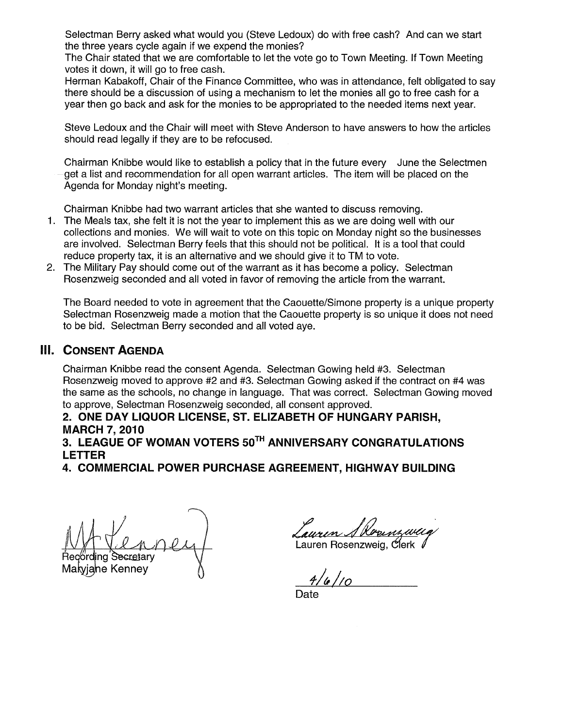Selectman Berry asked what would you (Steve Ledoux) do with free cash? And can we start the three years cycle again if we expend the monies?
The Chair stated that we are comfortable to let the vote go to Town Meeting. If Town Meeting votes it down, it will go to free cash.
Herman Kabakoff, Chair of the Finance Committee, who was in attendance, felt obligated to say there should be a discussion of using a mechanism to let the monies all go to free cash for a year then go back and ask for the monies to be appropriated to the needed items next year.

Steve Ledoux and the Chair will meet with Steve Anderson to have answers to how the articles should read legally if they are to be refocused.

Chairman Knibbe would like to establish a policy that in the future every June the Selectmen get a list and recommendation for all open warrant articles. The item will be placed on the Agenda for Monday night's meeting.

Chairman Knibbe had two warrant articles that she wanted to discuss removing.

1. The Meals tax, she felt it is not the year to implement this as we are doing well with our collections and monies. We will wait to vote on this topic on Monday night so the businesses are involved. Selectman Berry feels that this should not be political. It is a tool that could reduce property tax, it is an alternative and we should give it to TM to vote.
2. The Military Pay should come out of the warrant as it has become a policy. Selectman Rosenzweig seconded and all voted in favor of removing the article from the warrant.

The Board needed to vote in agreement that the Caouette/Simone property is a unique property Selectman Rosenzweig made a motion that the Caouette property is so unique it does not need to be bid. Selectman Berry seconded and all voted aye.

## III. Consent Agenda

Chairman Knibbe read the consent Agenda. Selectman Gowing held #3. Selectman Rosenzweig moved to approve #2 and #3. Selectman Gowing asked if the contract on #4 was the same as the schools, no change in language. That was correct. Selectman Gowing moved to approve, Selectman Rosenzweig seconded, all consent approved.

**2. ONE DAY LIQUOR LICENSE, ST. ELIZABETH OF HUNGARY PARISH, MARCH 7, 2010**

**3. LEAGUE OF WOMAN VOTERS 50TH ANNIVERSARY CONGRATULATIONS LETTER**

**4. COMMERCIAL POWER PURCHASE AGREEMENT, HIGHWAY BUILDING**

Recording Secretary
Maryjane Kenney

Lauren Rosenzweig, Clerk

4/6/10
Date